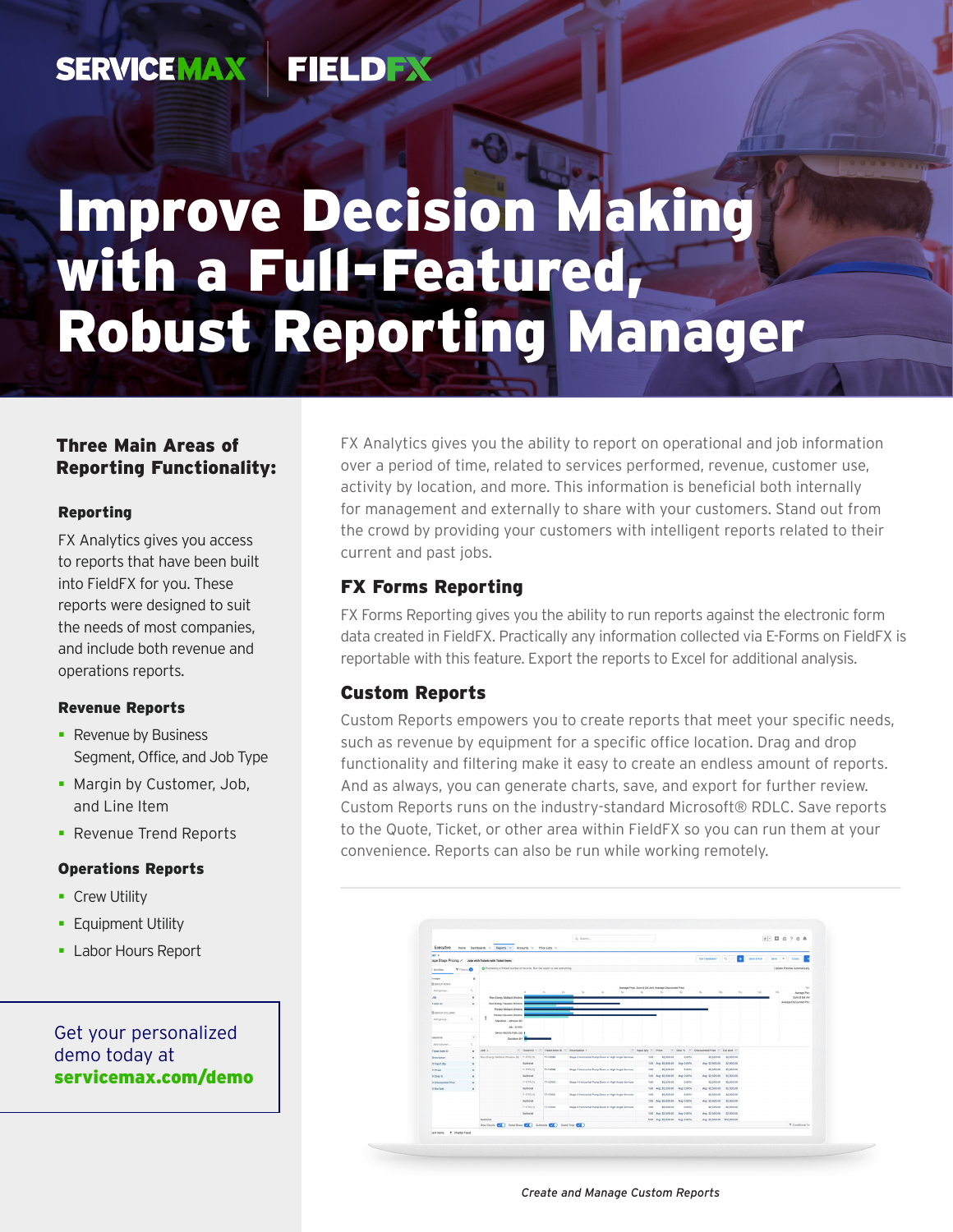SERVICEMAX | FIELDFX

# Improve Decision Making with a Full-Featured, Robust Reporting Manager

## Three Main Areas of Reporting Functionality:

### Reporting

FX Analytics gives you access to reports that have been built into FieldFX for you. These reports were designed to suit the needs of most companies, and include both revenue and operations reports.

### Revenue Reports

- Revenue by Business Segment, Office, and Job Type
- Margin by Customer, Job, and Line Item
- Revenue Trend Reports

### Operations Reports

- Crew Utility
- Equipment Utility
- Labor Hours Report

Get your personalized demo today at **servicemax.com/demo**

FX Analytics gives you the ability to report on operational and job information over a period of time, related to services performed, revenue, customer use, activity by location, and more. This information is beneficial both internally for management and externally to share with your customers. Stand out from the crowd by providing your customers with intelligent reports related to their current and past jobs.

## FX Forms Reporting

FX Forms Reporting gives you the ability to run reports against the electronic form data created in FieldFX. Practically any information collected via E-Forms on FieldFX is reportable with this feature. Export the reports to Excel for additional analysis.

## Custom Reports

Custom Reports empowers you to create reports that meet your specific needs, such as revenue by equipment for a specific office location. Drag and drop functionality and filtering make it easy to create an endless amount of reports. And as always, you can generate charts, save, and export for further review. Custom Reports runs on the industry-standard Microsoft® RDLC. Save reports to the Quote, Ticket, or other area within FieldFX so you can run them at your convenience. Reports can also be run while working remotely.

*Create and Manage Custom Reports*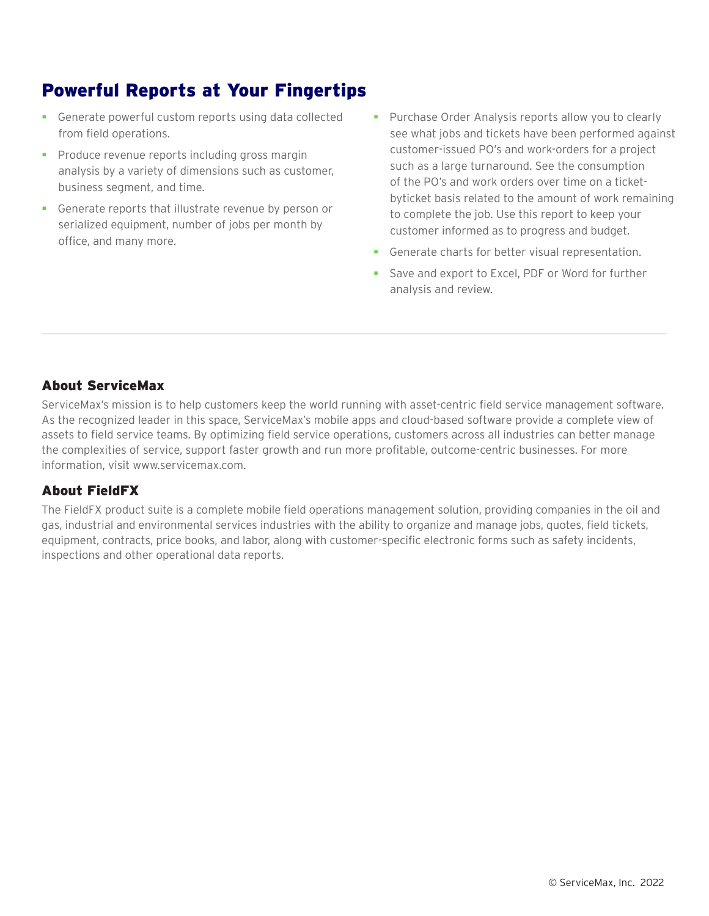## Powerful Reports at Your Fingertips

- Generate powerful custom reports using data collected from field operations.
- Produce revenue reports including gross margin analysis by a variety of dimensions such as customer, business segment, and time.
- Generate reports that illustrate revenue by person or serialized equipment, number of jobs per month by office, and many more.
- Purchase Order Analysis reports allow you to clearly see what jobs and tickets have been performed against customer-issued PO's and work-orders for a project such as a large turnaround. See the consumption of the PO's and work orders over time on a ticket-byticket basis related to the amount of work remaining to complete the job. Use this report to keep your customer informed as to progress and budget.
- Generate charts for better visual representation.
- Save and export to Excel, PDF or Word for further analysis and review.

---

### About ServiceMax

ServiceMax's mission is to help customers keep the world running with asset-centric field service management software. As the recognized leader in this space, ServiceMax's mobile apps and cloud-based software provide a complete view of assets to field service teams. By optimizing field service operations, customers across all industries can better manage the complexities of service, support faster growth and run more profitable, outcome-centric businesses. For more information, visit www.servicemax.com.

### About FieldFX

The FieldFX product suite is a complete mobile field operations management solution, providing companies in the oil and gas, industrial and environmental services industries with the ability to organize and manage jobs, quotes, field tickets, equipment, contracts, price books, and labor, along with customer-specific electronic forms such as safety incidents, inspections and other operational data reports.

© ServiceMax, Inc. 2022